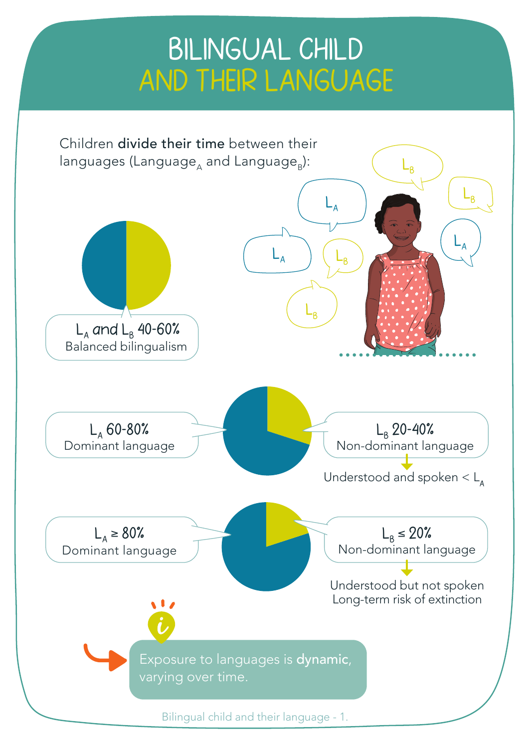# BILINGUAL CHILD AND THEIR LANGUAGE

Children **divide their time** between their languages ($Language_A$ and $Language_B$):

$L_A$ and $L_B$ 40-60%
Balanced bilingualism

$L_A$ 60-80%
Dominant language

$L_B$ 20-40%
Non-dominant language

Understood and spoken < $L_A$

$L_A \geq 80\%$
Dominant language

$L_B \leq 20\%$
Non-dominant language

Understood but not spoken
Long-term risk of extinction

Exposure to languages is **dynamic**, varying over time.

Bilingual child and their language - 1.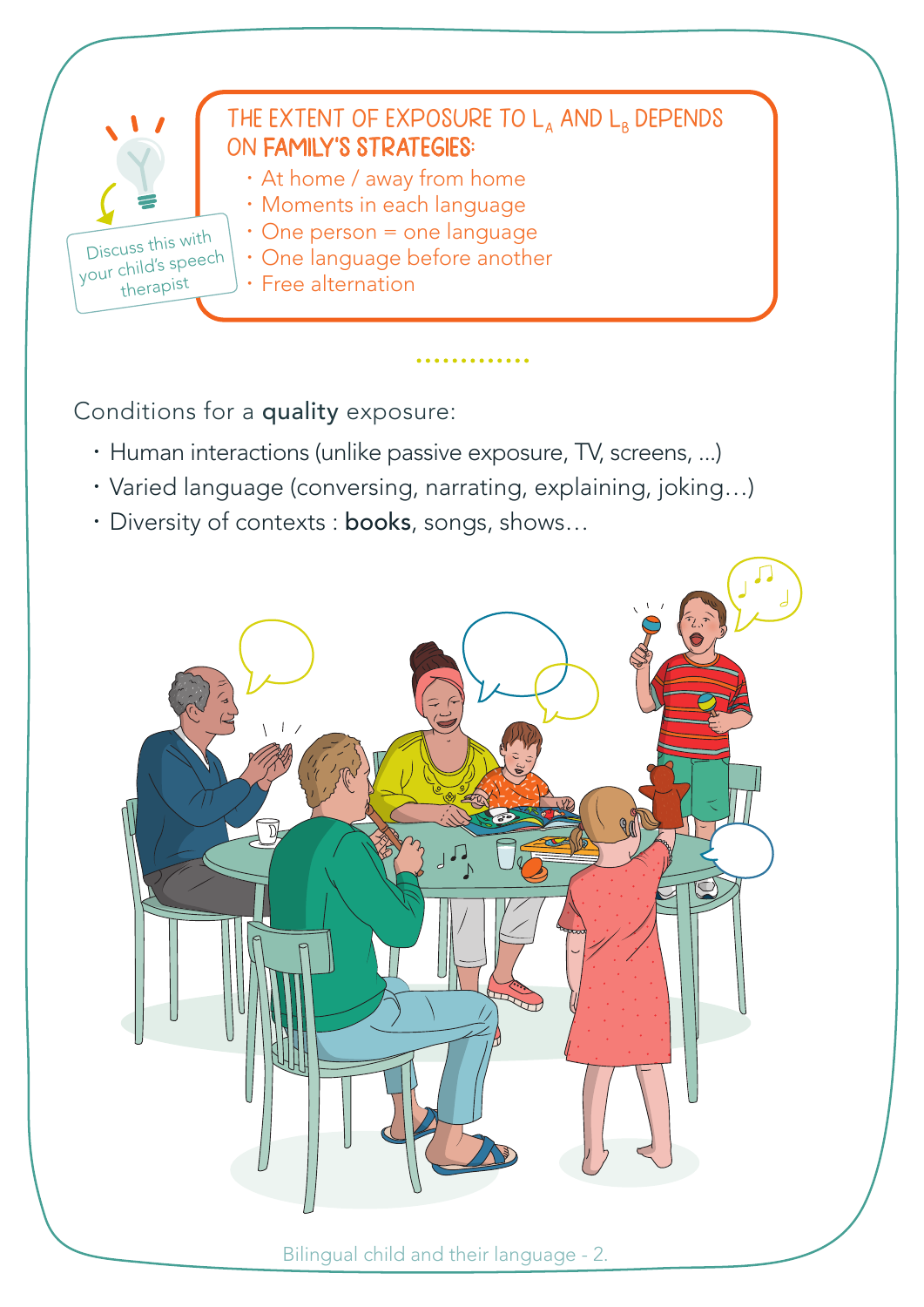Discuss this with your child's speech therapist

## THE EXTENT OF EXPOSURE TO $L_A$ AND $L_B$ DEPENDS ON **FAMILY'S STRATEGIES**:

- At home / away from home
- Moments in each language
- One person = one language
- One language before another
- Free alternation

Conditions for a **quality** exposure:

- Human interactions (unlike passive exposure, TV, screens, ...)
- Varied language (conversing, narrating, explaining, joking…)
- Diversity of contexts : **books**, songs, shows…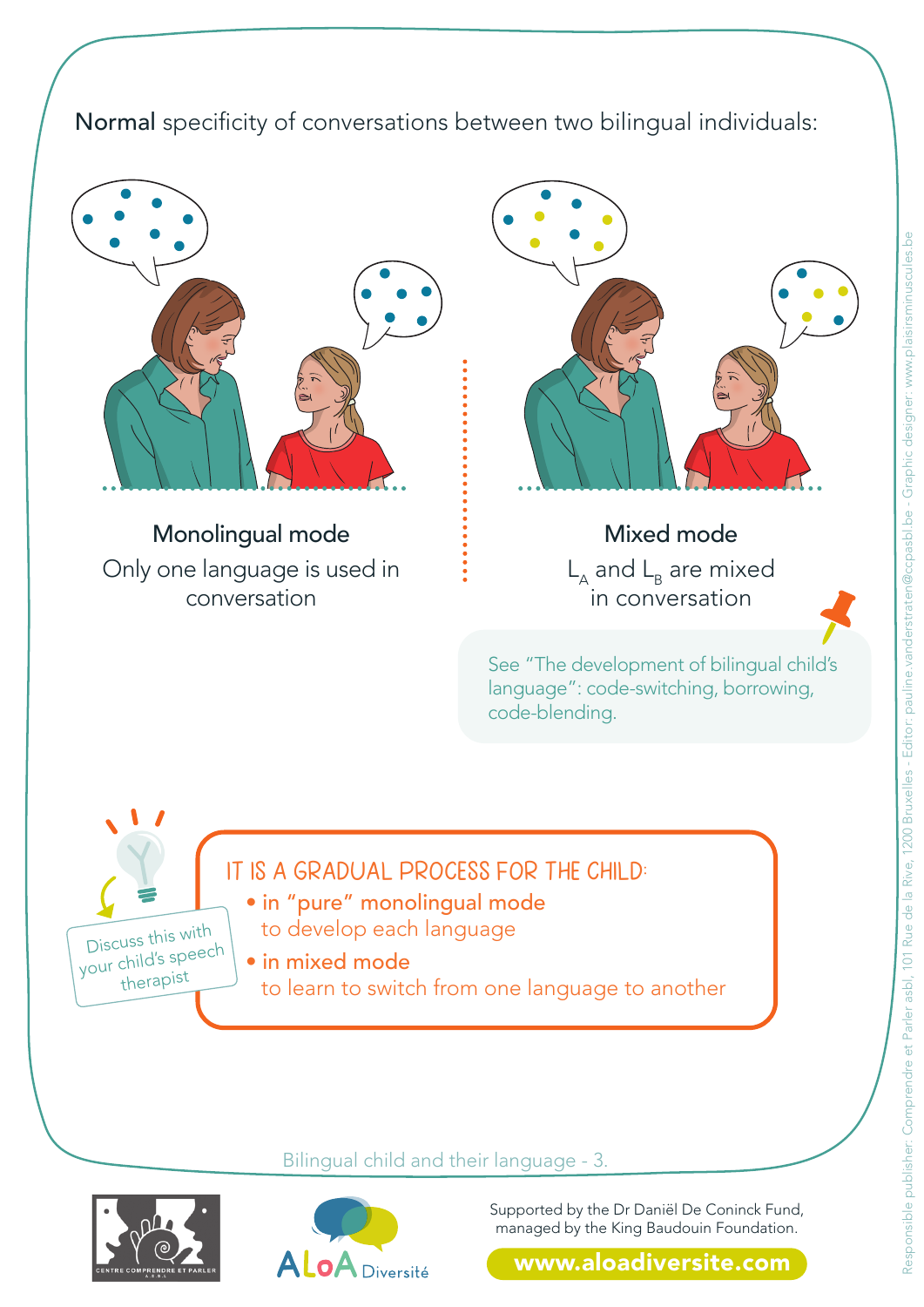**Normal** specificity of conversations between two bilingual individuals:

**Monolingual mode**

Only one language is used in conversation

**Mixed mode**

$L_A$ and $L_B$ are mixed in conversation

See "The development of bilingual child's language": code-switching, borrowing, code-blending.

Discuss this with your child's speech therapist

IT IS A GRADUAL PROCESS FOR THE CHILD:

- **in "pure" monolingual mode** to develop each language
- **in mixed mode** to learn to switch from one language to another

Bilingual child and their language - 3.

Supported by the Dr Daniël De Coninck Fund, managed by the King Baudouin Foundation.

www.aloadiversite.com

Responsible publisher: Comprendre et Parler asbl, 101 Rue de la Rive, 1200 Bruxelles - Editor: pauline.vanderstraten@ccpasbl.be - Graphic designer: www.plaisirsminuscules.be